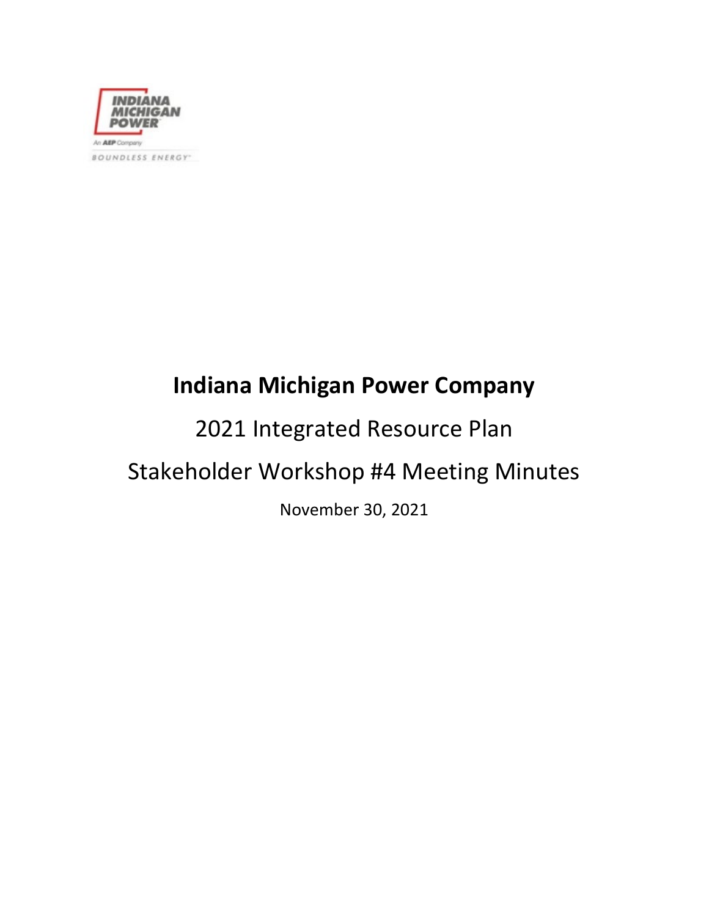# Indiana Michigan Power Company

2021 Integrated Resource Plan

Stakeholder Workshop #4 Meeting Minutes

November 30, 2021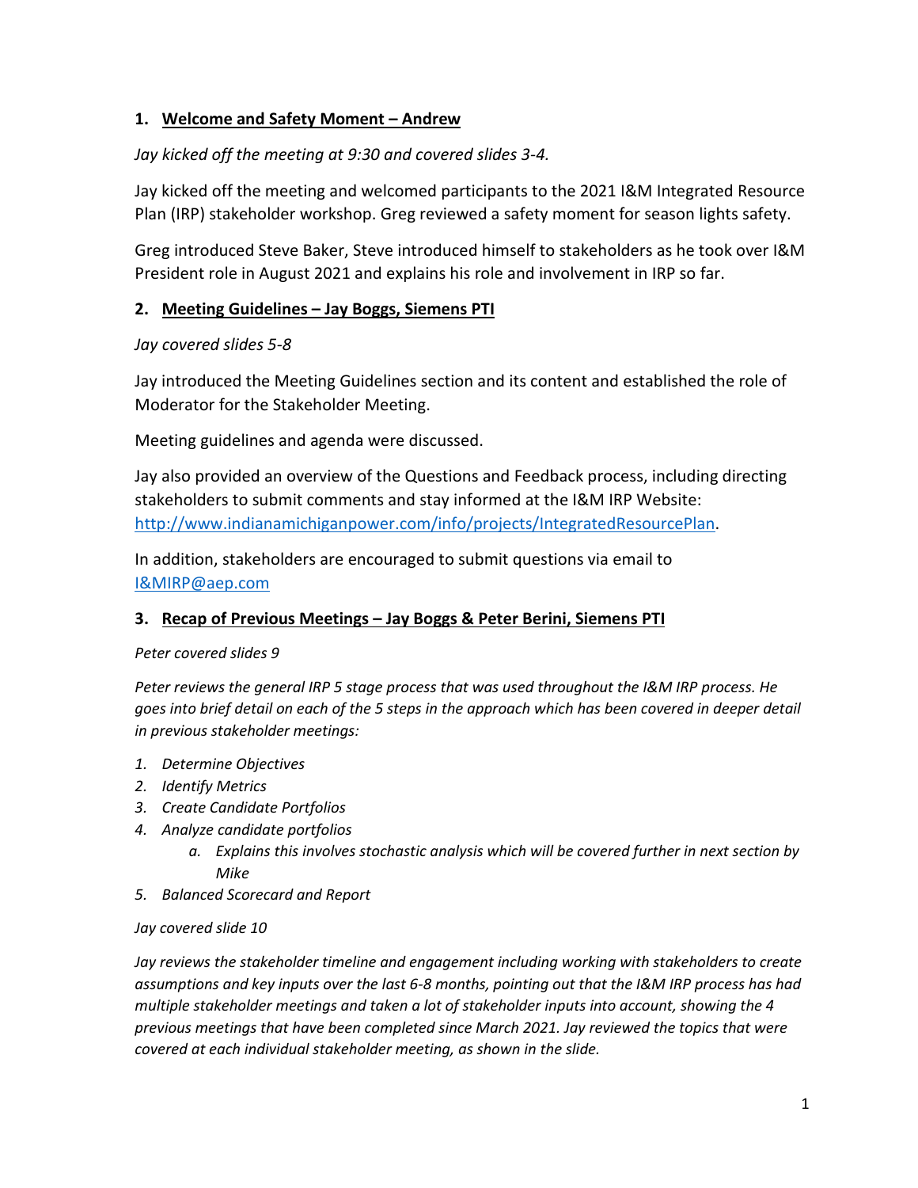### 1. Welcome and Safety Moment – Andrew

*Jay kicked off the meeting at 9:30 and covered slides 3-4.*

Jay kicked off the meeting and welcomed participants to the 2021 I&M Integrated Resource Plan (IRP) stakeholder workshop. Greg reviewed a safety moment for season lights safety.

Greg introduced Steve Baker, Steve introduced himself to stakeholders as he took over I&M President role in August 2021 and explains his role and involvement in IRP so far.

### 2. Meeting Guidelines – Jay Boggs, Siemens PTI

*Jay covered slides 5-8*

Jay introduced the Meeting Guidelines section and its content and established the role of Moderator for the Stakeholder Meeting.

Meeting guidelines and agenda were discussed.

Jay also provided an overview of the Questions and Feedback process, including directing stakeholders to submit comments and stay informed at the I&M IRP Website: [http://www.indianamichiganpower.com/info/projects/IntegratedResourcePlan](http://www.indianamichiganpower.com/info/projects/IntegratedResourcePlan).

In addition, stakeholders are encouraged to submit questions via email to [I&MIRP@aep.com](mailto:I&MIRP@aep.com)

### 3. Recap of Previous Meetings – Jay Boggs & Peter Berini, Siemens PTI

*Peter covered slides 9*

*Peter reviews the general IRP 5 stage process that was used throughout the I&M IRP process. He goes into brief detail on each of the 5 steps in the approach which has been covered in deeper detail in previous stakeholder meetings:*

1. *Determine Objectives*
2. *Identify Metrics*
3. *Create Candidate Portfolios*
4. *Analyze candidate portfolios*
    a. *Explains this involves stochastic analysis which will be covered further in next section by Mike*
5. *Balanced Scorecard and Report*

*Jay covered slide 10*

*Jay reviews the stakeholder timeline and engagement including working with stakeholders to create assumptions and key inputs over the last 6-8 months, pointing out that the I&M IRP process has had multiple stakeholder meetings and taken a lot of stakeholder inputs into account, showing the 4 previous meetings that have been completed since March 2021. Jay reviewed the topics that were covered at each individual stakeholder meeting, as shown in the slide.*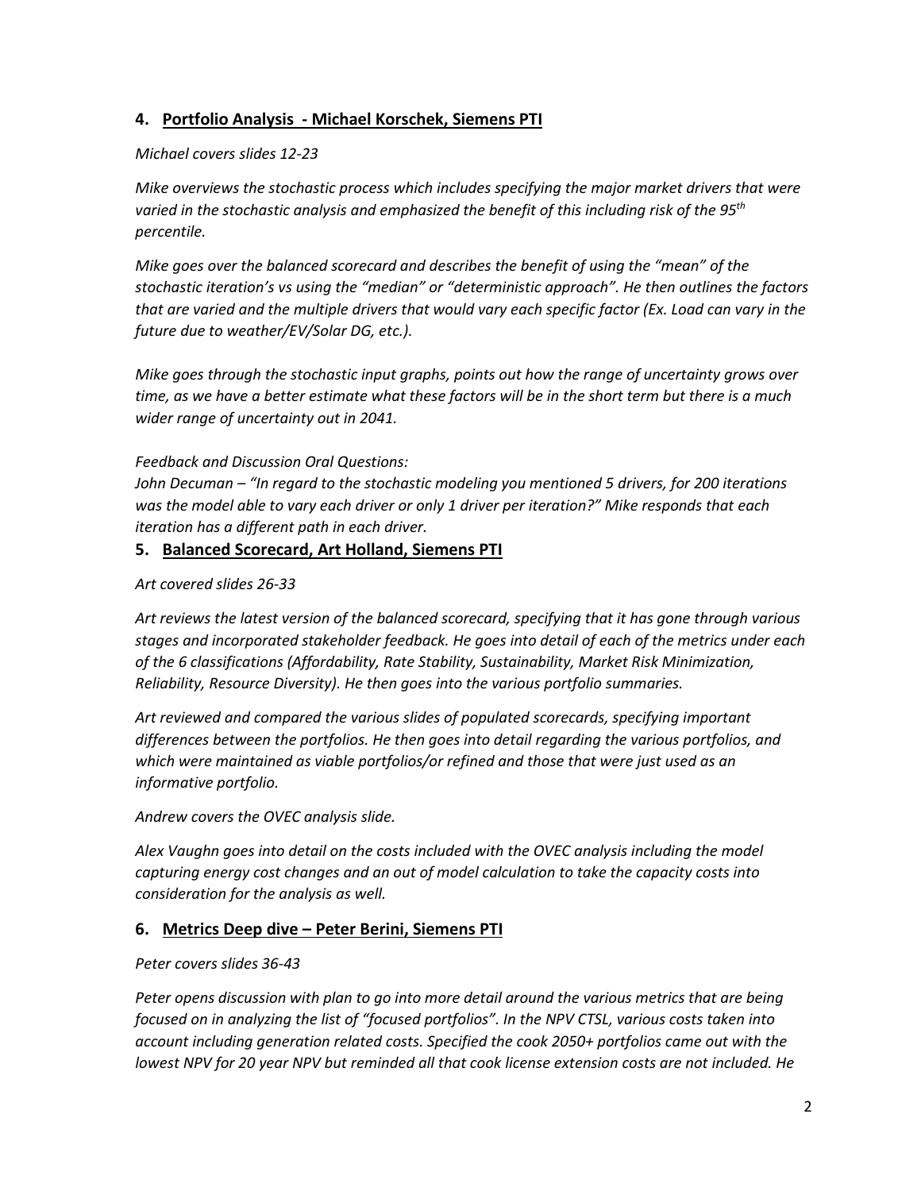## 4. Portfolio Analysis - Michael Korschek, Siemens PTI

*Michael covers slides 12-23*

*Mike overviews the stochastic process which includes specifying the major market drivers that were varied in the stochastic analysis and emphasized the benefit of this including risk of the 95th percentile.*

*Mike goes over the balanced scorecard and describes the benefit of using the "mean" of the stochastic iteration's vs using the "median" or "deterministic approach". He then outlines the factors that are varied and the multiple drivers that would vary each specific factor (Ex. Load can vary in the future due to weather/EV/Solar DG, etc.).*

*Mike goes through the stochastic input graphs, points out how the range of uncertainty grows over time, as we have a better estimate what these factors will be in the short term but there is a much wider range of uncertainty out in 2041.*

*Feedback and Discussion Oral Questions:*
*John Decuman – "In regard to the stochastic modeling you mentioned 5 drivers, for 200 iterations was the model able to vary each driver or only 1 driver per iteration?" Mike responds that each iteration has a different path in each driver.*

## 5. Balanced Scorecard, Art Holland, Siemens PTI

*Art covered slides 26-33*

*Art reviews the latest version of the balanced scorecard, specifying that it has gone through various stages and incorporated stakeholder feedback. He goes into detail of each of the metrics under each of the 6 classifications (Affordability, Rate Stability, Sustainability, Market Risk Minimization, Reliability, Resource Diversity). He then goes into the various portfolio summaries.*

*Art reviewed and compared the various slides of populated scorecards, specifying important differences between the portfolios. He then goes into detail regarding the various portfolios, and which were maintained as viable portfolios/or refined and those that were just used as an informative portfolio.*

*Andrew covers the OVEC analysis slide.*

*Alex Vaughn goes into detail on the costs included with the OVEC analysis including the model capturing energy cost changes and an out of model calculation to take the capacity costs into consideration for the analysis as well.*

## 6. Metrics Deep dive – Peter Berini, Siemens PTI

*Peter covers slides 36-43*

*Peter opens discussion with plan to go into more detail around the various metrics that are being focused on in analyzing the list of "focused portfolios". In the NPV CTSL, various costs taken into account including generation related costs. Specified the cook 2050+ portfolios came out with the lowest NPV for 20 year NPV but reminded all that cook license extension costs are not included. He*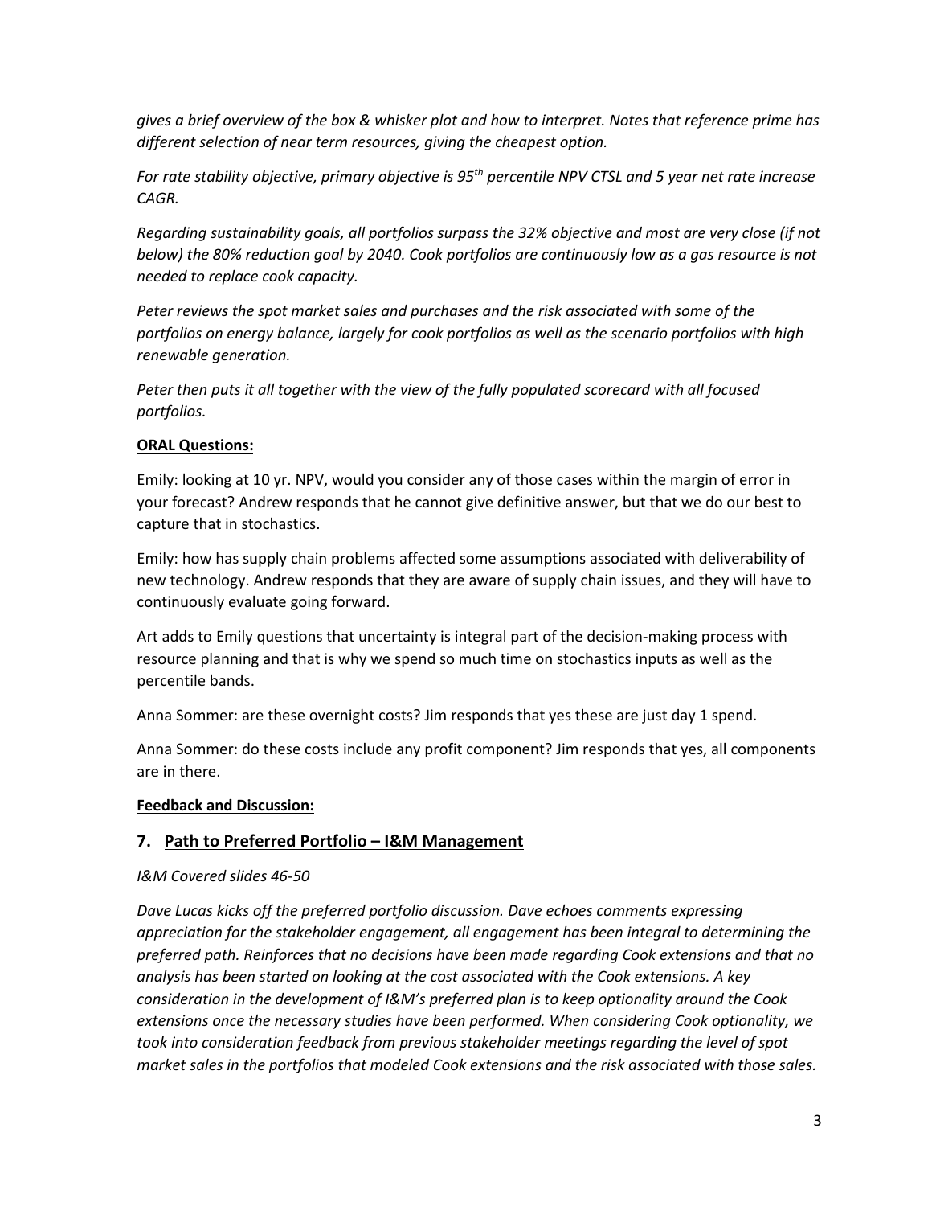*gives a brief overview of the box & whisker plot and how to interpret. Notes that reference prime has different selection of near term resources, giving the cheapest option.*

*For rate stability objective, primary objective is 95th percentile NPV CTSL and 5 year net rate increase CAGR.*

*Regarding sustainability goals, all portfolios surpass the 32% objective and most are very close (if not below) the 80% reduction goal by 2040. Cook portfolios are continuously low as a gas resource is not needed to replace cook capacity.*

*Peter reviews the spot market sales and purchases and the risk associated with some of the portfolios on energy balance, largely for cook portfolios as well as the scenario portfolios with high renewable generation.*

*Peter then puts it all together with the view of the fully populated scorecard with all focused portfolios.*

**ORAL Questions:**

Emily: looking at 10 yr. NPV, would you consider any of those cases within the margin of error in your forecast? Andrew responds that he cannot give definitive answer, but that we do our best to capture that in stochastics.

Emily: how has supply chain problems affected some assumptions associated with deliverability of new technology. Andrew responds that they are aware of supply chain issues, and they will have to continuously evaluate going forward.

Art adds to Emily questions that uncertainty is integral part of the decision-making process with resource planning and that is why we spend so much time on stochastics inputs as well as the percentile bands.

Anna Sommer: are these overnight costs? Jim responds that yes these are just day 1 spend.

Anna Sommer: do these costs include any profit component? Jim responds that yes, all components are in there.

**Feedback and Discussion:**

## 7. Path to Preferred Portfolio – I&M Management

*I&M Covered slides 46-50*

*Dave Lucas kicks off the preferred portfolio discussion. Dave echoes comments expressing appreciation for the stakeholder engagement, all engagement has been integral to determining the preferred path. Reinforces that no decisions have been made regarding Cook extensions and that no analysis has been started on looking at the cost associated with the Cook extensions. A key consideration in the development of I&M's preferred plan is to keep optionality around the Cook extensions once the necessary studies have been performed. When considering Cook optionality, we took into consideration feedback from previous stakeholder meetings regarding the level of spot market sales in the portfolios that modeled Cook extensions and the risk associated with those sales.*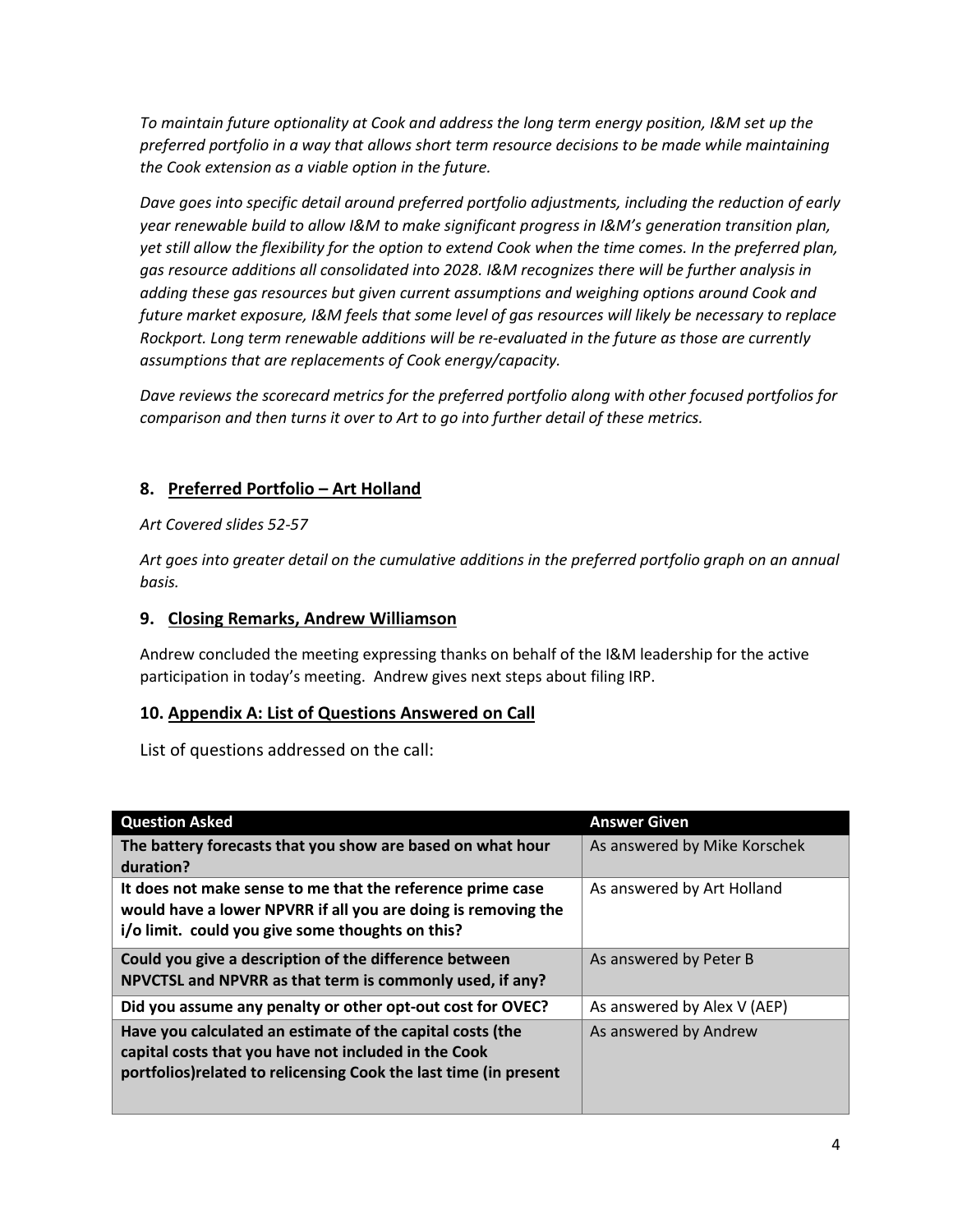*To maintain future optionality at Cook and address the long term energy position, I&M set up the preferred portfolio in a way that allows short term resource decisions to be made while maintaining the Cook extension as a viable option in the future.*

*Dave goes into specific detail around preferred portfolio adjustments, including the reduction of early year renewable build to allow I&M to make significant progress in I&M's generation transition plan, yet still allow the flexibility for the option to extend Cook when the time comes. In the preferred plan, gas resource additions all consolidated into 2028. I&M recognizes there will be further analysis in adding these gas resources but given current assumptions and weighing options around Cook and future market exposure, I&M feels that some level of gas resources will likely be necessary to replace Rockport. Long term renewable additions will be re-evaluated in the future as those are currently assumptions that are replacements of Cook energy/capacity.*

*Dave reviews the scorecard metrics for the preferred portfolio along with other focused portfolios for comparison and then turns it over to Art to go into further detail of these metrics.*

## 8. Preferred Portfolio – Art Holland

*Art Covered slides 52-57*

*Art goes into greater detail on the cumulative additions in the preferred portfolio graph on an annual basis.*

## 9. Closing Remarks, Andrew Williamson

Andrew concluded the meeting expressing thanks on behalf of the I&M leadership for the active participation in today's meeting. Andrew gives next steps about filing IRP.

## 10. Appendix A: List of Questions Answered on Call

List of questions addressed on the call:

| Question Asked | Answer Given |
|---|---|
| **The battery forecasts that you show are based on what hour duration?** | As answered by Mike Korschek |
| **It does not make sense to me that the reference prime case would have a lower NPVRR if all you are doing is removing the i/o limit. could you give some thoughts on this?** | As answered by Art Holland |
| **Could you give a description of the difference between NPVCTSL and NPVRR as that term is commonly used, if any?** | As answered by Peter B |
| **Did you assume any penalty or other opt-out cost for OVEC?** | As answered by Alex V (AEP) |
| **Have you calculated an estimate of the capital costs (the capital costs that you have not included in the Cook portfolios)related to relicensing Cook the last time (in present** | As answered by Andrew |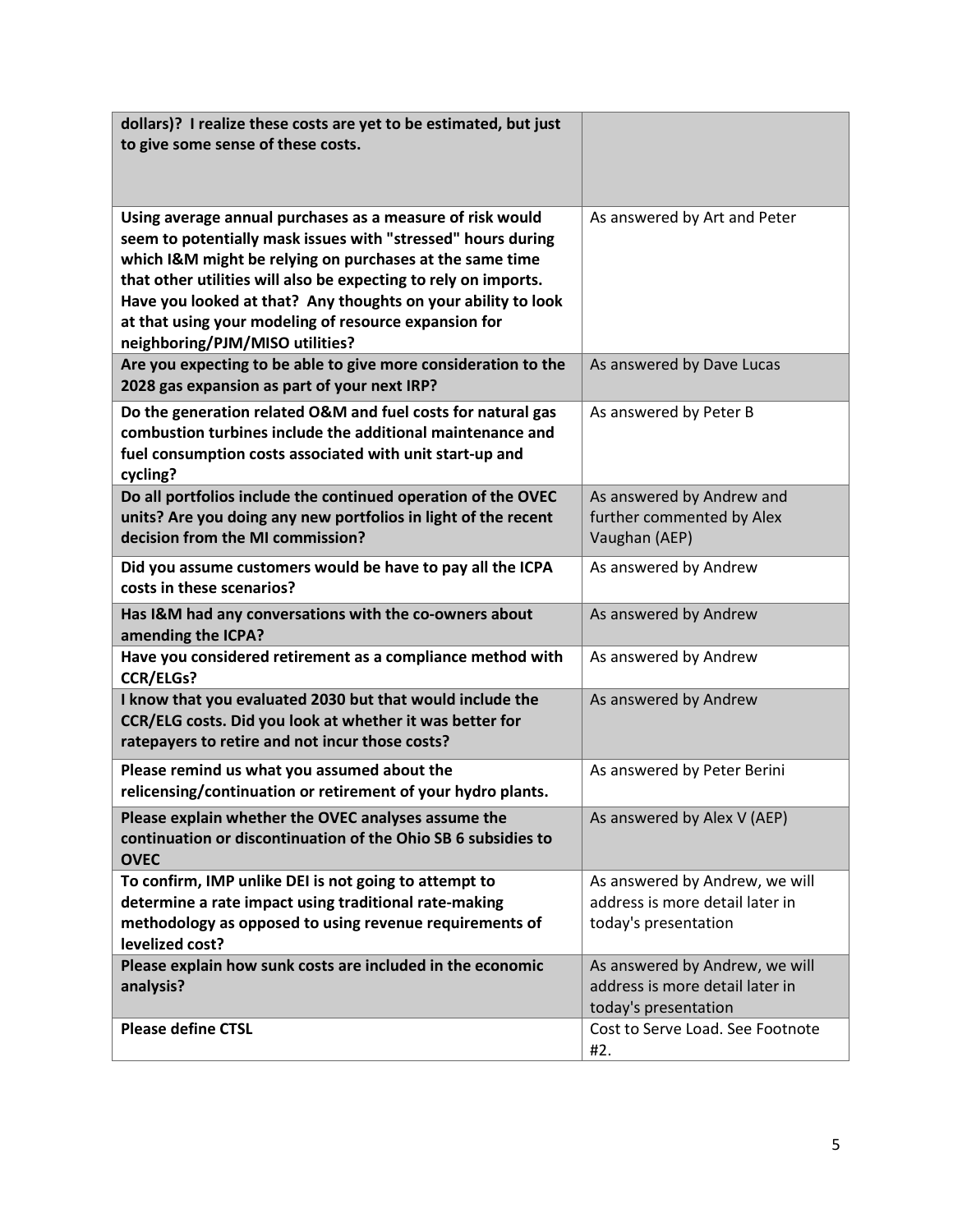| | |
|---|---|
| **dollars)? I realize these costs are yet to be estimated, but just to give some sense of these costs.** | |
| **Using average annual purchases as a measure of risk would seem to potentially mask issues with "stressed" hours during which I&M might be relying on purchases at the same time that other utilities will also be expecting to rely on imports. Have you looked at that? Any thoughts on your ability to look at that using your modeling of resource expansion for neighboring/PJM/MISO utilities?** | As answered by Art and Peter |
| **Are you expecting to be able to give more consideration to the 2028 gas expansion as part of your next IRP?** | As answered by Dave Lucas |
| **Do the generation related O&M and fuel costs for natural gas combustion turbines include the additional maintenance and fuel consumption costs associated with unit start-up and cycling?** | As answered by Peter B |
| **Do all portfolios include the continued operation of the OVEC units? Are you doing any new portfolios in light of the recent decision from the MI commission?** | As answered by Andrew and further commented by Alex Vaughan (AEP) |
| **Did you assume customers would be have to pay all the ICPA costs in these scenarios?** | As answered by Andrew |
| **Has I&M had any conversations with the co-owners about amending the ICPA?** | As answered by Andrew |
| **Have you considered retirement as a compliance method with CCR/ELGs?** | As answered by Andrew |
| **I know that you evaluated 2030 but that would include the CCR/ELG costs. Did you look at whether it was better for ratepayers to retire and not incur those costs?** | As answered by Andrew |
| **Please remind us what you assumed about the relicensing/continuation or retirement of your hydro plants.** | As answered by Peter Berini |
| **Please explain whether the OVEC analyses assume the continuation or discontinuation of the Ohio SB 6 subsidies to OVEC** | As answered by Alex V (AEP) |
| **To confirm, IMP unlike DEI is not going to attempt to determine a rate impact using traditional rate-making methodology as opposed to using revenue requirements of levelized cost?** | As answered by Andrew, we will address is more detail later in today's presentation |
| **Please explain how sunk costs are included in the economic analysis?** | As answered by Andrew, we will address is more detail later in today's presentation |
| **Please define CTSL** | Cost to Serve Load. See Footnote #2. |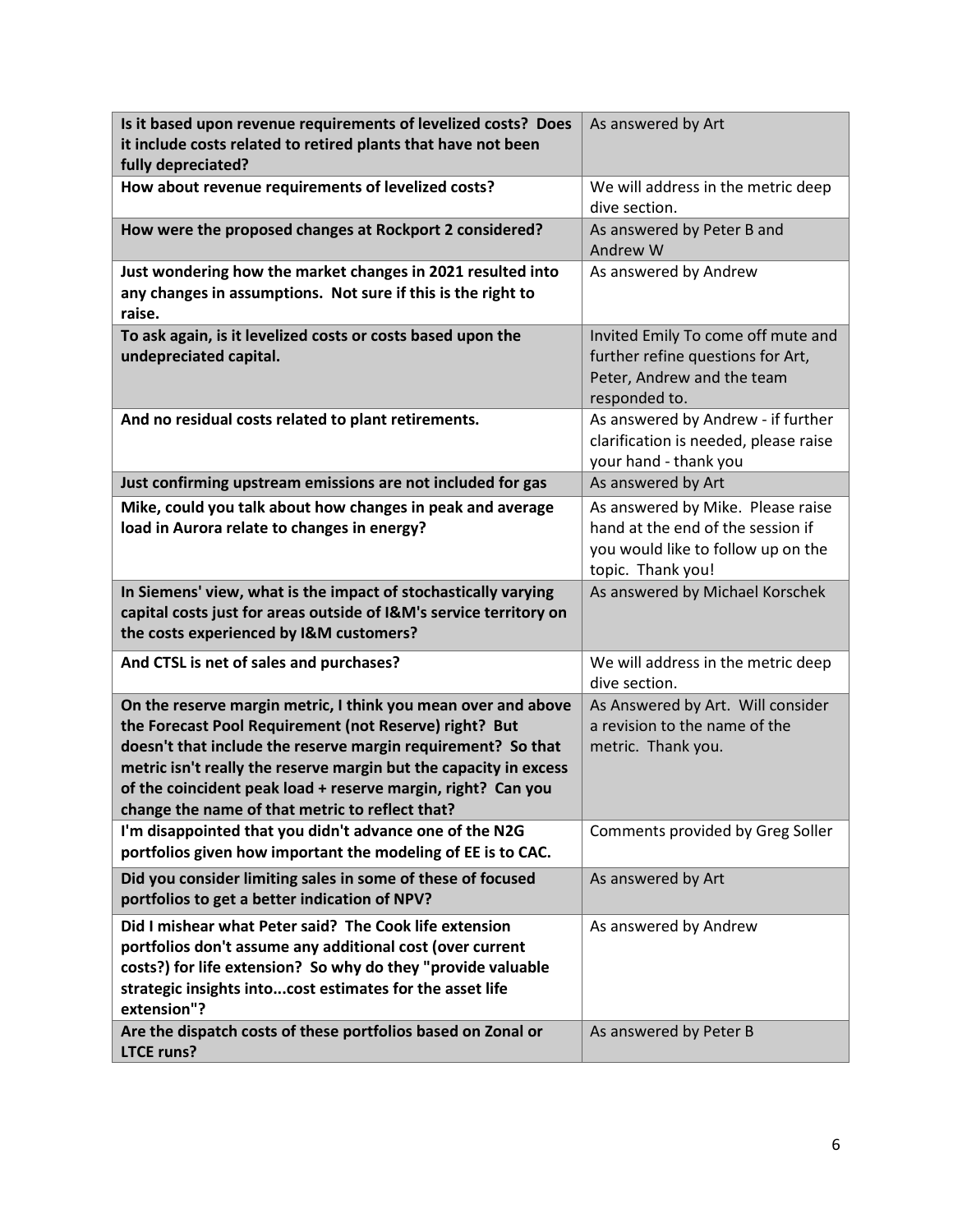| | |
|---|---|
| **Is it based upon revenue requirements of levelized costs? Does it include costs related to retired plants that have not been fully depreciated?** | As answered by Art |
| **How about revenue requirements of levelized costs?** | We will address in the metric deep dive section. |
| **How were the proposed changes at Rockport 2 considered?** | As answered by Peter B and Andrew W |
| **Just wondering how the market changes in 2021 resulted into any changes in assumptions. Not sure if this is the right to raise.** | As answered by Andrew |
| **To ask again, is it levelized costs or costs based upon the undepreciated capital.** | Invited Emily To come off mute and further refine questions for Art, Peter, Andrew and the team responded to. |
| **And no residual costs related to plant retirements.** | As answered by Andrew - if further clarification is needed, please raise your hand - thank you |
| **Just confirming upstream emissions are not included for gas** | As answered by Art |
| **Mike, could you talk about how changes in peak and average load in Aurora relate to changes in energy?** | As answered by Mike. Please raise hand at the end of the session if you would like to follow up on the topic. Thank you! |
| **In Siemens' view, what is the impact of stochastically varying capital costs just for areas outside of I&M's service territory on the costs experienced by I&M customers?** | As answered by Michael Korschek |
| **And CTSL is net of sales and purchases?** | We will address in the metric deep dive section. |
| **On the reserve margin metric, I think you mean over and above the Forecast Pool Requirement (not Reserve) right? But doesn't that include the reserve margin requirement? So that metric isn't really the reserve margin but the capacity in excess of the coincident peak load + reserve margin, right? Can you change the name of that metric to reflect that?** | As Answered by Art. Will consider a revision to the name of the metric. Thank you. |
| **I'm disappointed that you didn't advance one of the N2G portfolios given how important the modeling of EE is to CAC.** | Comments provided by Greg Soller |
| **Did you consider limiting sales in some of these of focused portfolios to get a better indication of NPV?** | As answered by Art |
| **Did I mishear what Peter said? The Cook life extension portfolios don't assume any additional cost (over current costs?) for life extension? So why do they "provide valuable strategic insights into...cost estimates for the asset life extension"?** | As answered by Andrew |
| **Are the dispatch costs of these portfolios based on Zonal or LTCE runs?** | As answered by Peter B |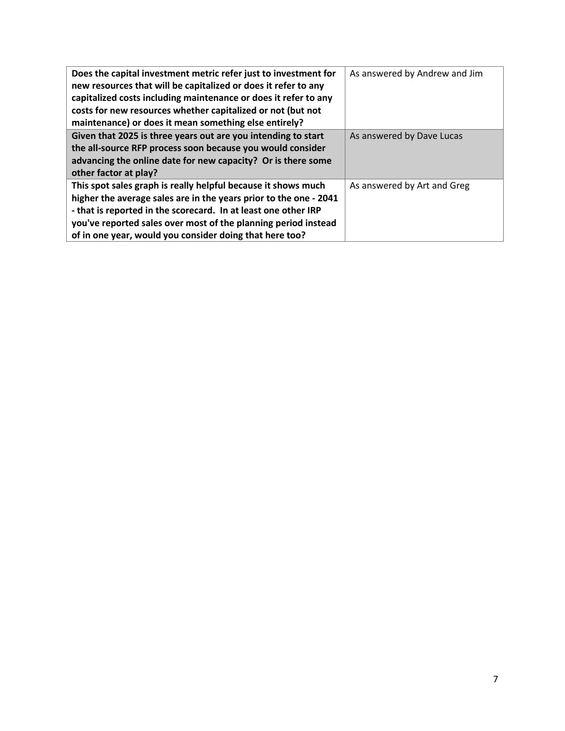| | |
|---|---|
| **Does the capital investment metric refer just to investment for new resources that will be capitalized or does it refer to any capitalized costs including maintenance or does it refer to any costs for new resources whether capitalized or not (but not maintenance) or does it mean something else entirely?** | As answered by Andrew and Jim |
| **Given that 2025 is three years out are you intending to start the all-source RFP process soon because you would consider advancing the online date for new capacity? Or is there some other factor at play?** | As answered by Dave Lucas |
| **This spot sales graph is really helpful because it shows much higher the average sales are in the years prior to the one - 2041 - that is reported in the scorecard. In at least one other IRP you've reported sales over most of the planning period instead of in one year, would you consider doing that here too?** | As answered by Art and Greg |